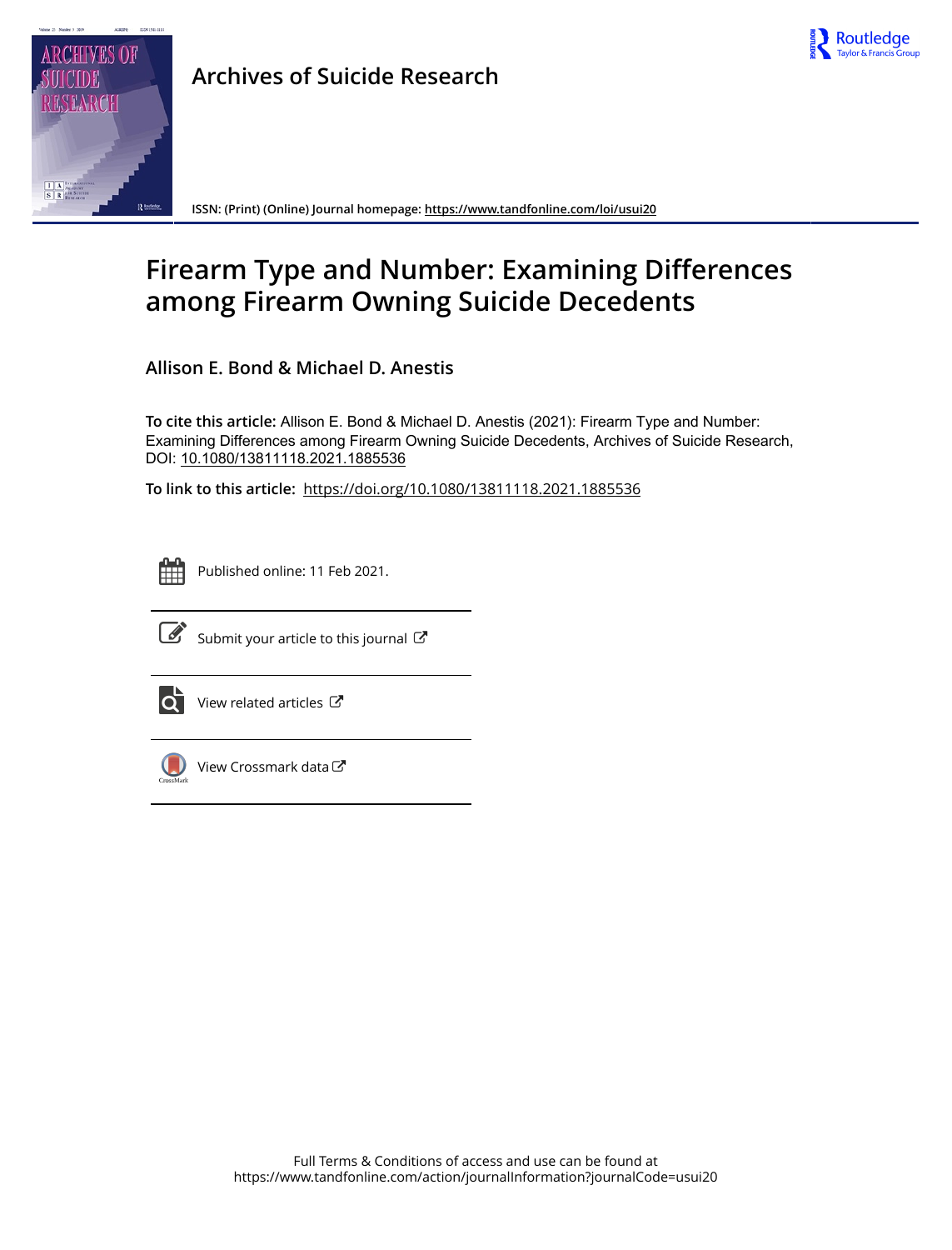Archives of Suicide Research

ISSN: (Print) (Online) Journal homepage: https://www.tandfonline.com/loi/usui20

# Firearm Type and Number: Examining Differences among Firearm Owning Suicide Decedents

Allison E. Bond & Michael D. Anestis

**To cite this article:** Allison E. Bond & Michael D. Anestis (2021): Firearm Type and Number: Examining Differences among Firearm Owning Suicide Decedents, Archives of Suicide Research, DOI: 10.1080/13811118.2021.1885536

**To link to this article:** https://doi.org/10.1080/13811118.2021.1885536

Published online: 11 Feb 2021.

Submit your article to this journal

View related articles

View Crossmark data

Full Terms & Conditions of access and use can be found at
https://www.tandfonline.com/action/journalInformation?journalCode=usui20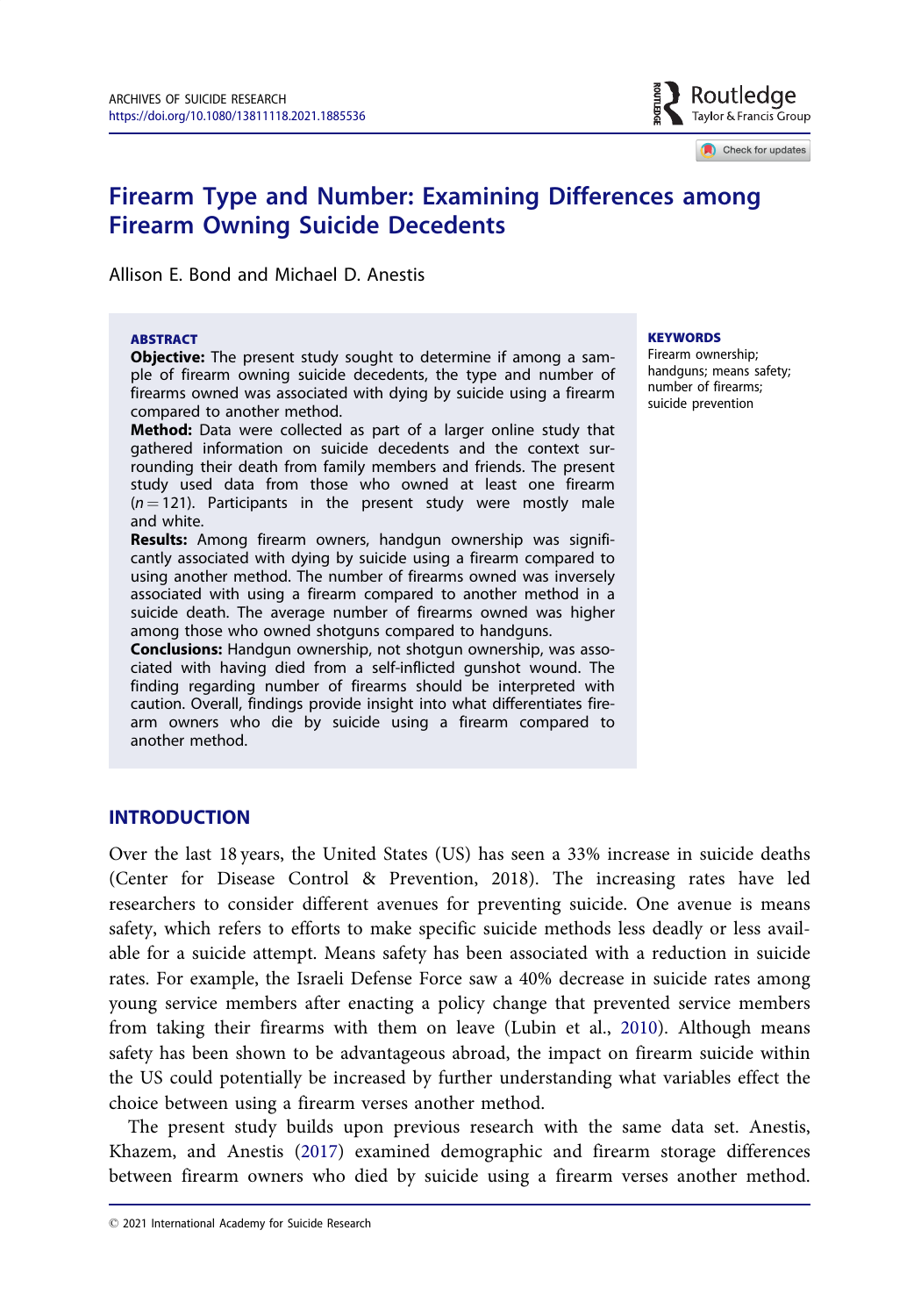# Firearm Type and Number: Examining Differences among Firearm Owning Suicide Decedents

Allison E. Bond and Michael D. Anestis

## ABSTRACT

**Objective:** The present study sought to determine if among a sample of firearm owning suicide decedents, the type and number of firearms owned was associated with dying by suicide using a firearm compared to another method.

**Method:** Data were collected as part of a larger online study that gathered information on suicide decedents and the context surrounding their death from family members and friends. The present study used data from those who owned at least one firearm ($n = 121$). Participants in the present study were mostly male and white.

**Results:** Among firearm owners, handgun ownership was significantly associated with dying by suicide using a firearm compared to using another method. The number of firearms owned was inversely associated with using a firearm compared to another method in a suicide death. The average number of firearms owned was higher among those who owned shotguns compared to handguns.

**Conclusions:** Handgun ownership, not shotgun ownership, was associated with having died from a self-inflicted gunshot wound. The finding regarding number of firearms should be interpreted with caution. Overall, findings provide insight into what differentiates firearm owners who die by suicide using a firearm compared to another method.

**KEYWORDS**

Firearm ownership; handguns; means safety; number of firearms; suicide prevention

## INTRODUCTION

Over the last 18 years, the United States (US) has seen a 33% increase in suicide deaths (Center for Disease Control & Prevention, 2018). The increasing rates have led researchers to consider different avenues for preventing suicide. One avenue is means safety, which refers to efforts to make specific suicide methods less deadly or less available for a suicide attempt. Means safety has been associated with a reduction in suicide rates. For example, the Israeli Defense Force saw a 40% decrease in suicide rates among young service members after enacting a policy change that prevented service members from taking their firearms with them on leave (Lubin et al., 2010). Although means safety has been shown to be advantageous abroad, the impact on firearm suicide within the US could potentially be increased by further understanding what variables effect the choice between using a firearm verses another method.

The present study builds upon previous research with the same data set. Anestis, Khazem, and Anestis (2017) examined demographic and firearm storage differences between firearm owners who died by suicide using a firearm verses another method.

© 2021 International Academy for Suicide Research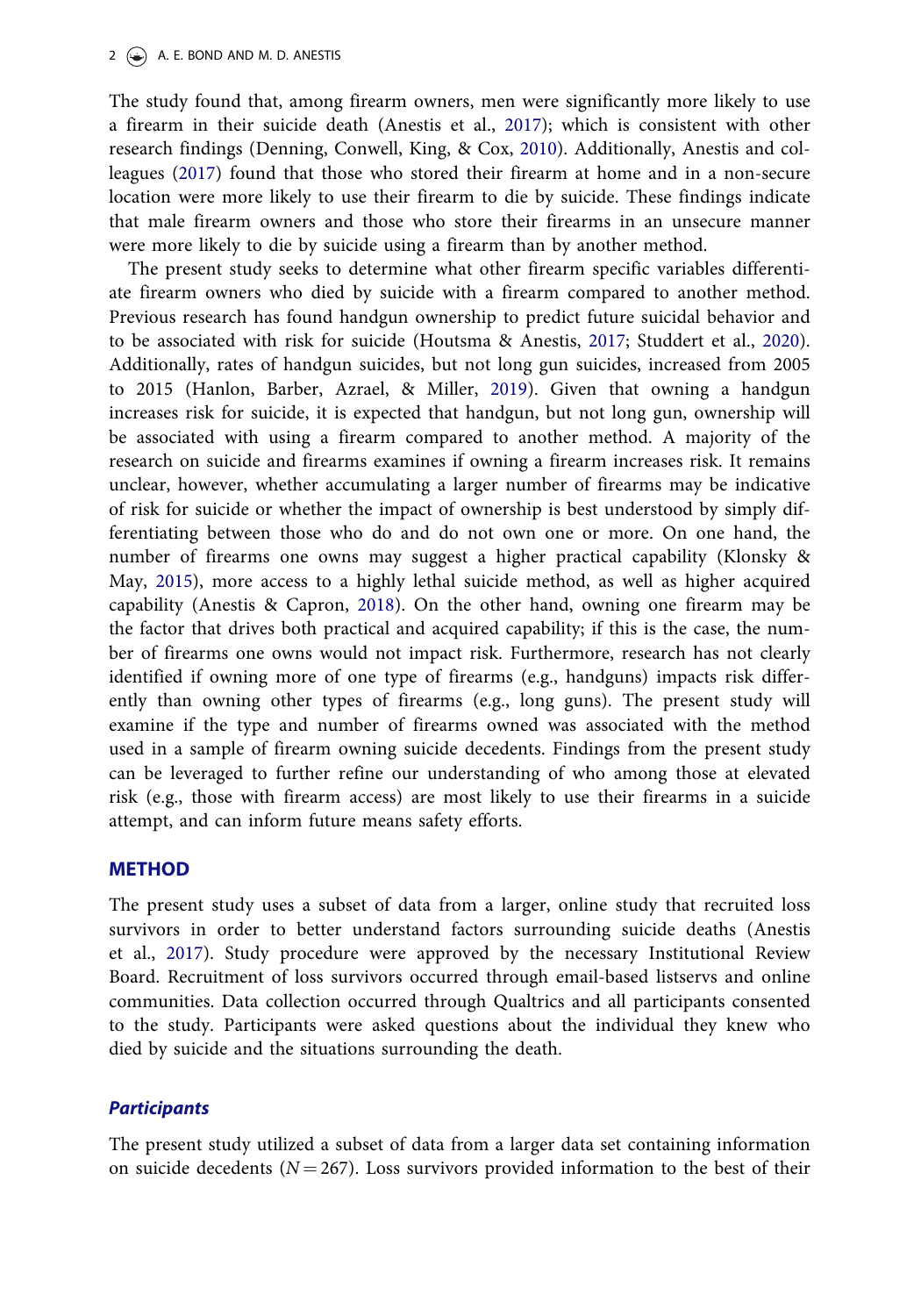The study found that, among firearm owners, men were significantly more likely to use a firearm in their suicide death (Anestis et al., 2017); which is consistent with other research findings (Denning, Conwell, King, & Cox, 2010). Additionally, Anestis and colleagues (2017) found that those who stored their firearm at home and in a non-secure location were more likely to use their firearm to die by suicide. These findings indicate that male firearm owners and those who store their firearms in an unsecure manner were more likely to die by suicide using a firearm than by another method.

The present study seeks to determine what other firearm specific variables differentiate firearm owners who died by suicide with a firearm compared to another method. Previous research has found handgun ownership to predict future suicidal behavior and to be associated with risk for suicide (Houtsma & Anestis, 2017; Studdert et al., 2020). Additionally, rates of handgun suicides, but not long gun suicides, increased from 2005 to 2015 (Hanlon, Barber, Azrael, & Miller, 2019). Given that owning a handgun increases risk for suicide, it is expected that handgun, but not long gun, ownership will be associated with using a firearm compared to another method. A majority of the research on suicide and firearms examines if owning a firearm increases risk. It remains unclear, however, whether accumulating a larger number of firearms may be indicative of risk for suicide or whether the impact of ownership is best understood by simply differentiating between those who do and do not own one or more. On one hand, the number of firearms one owns may suggest a higher practical capability (Klonsky & May, 2015), more access to a highly lethal suicide method, as well as higher acquired capability (Anestis & Capron, 2018). On the other hand, owning one firearm may be the factor that drives both practical and acquired capability; if this is the case, the number of firearms one owns would not impact risk. Furthermore, research has not clearly identified if owning more of one type of firearms (e.g., handguns) impacts risk differently than owning other types of firearms (e.g., long guns). The present study will examine if the type and number of firearms owned was associated with the method used in a sample of firearm owning suicide decedents. Findings from the present study can be leveraged to further refine our understanding of who among those at elevated risk (e.g., those with firearm access) are most likely to use their firearms in a suicide attempt, and can inform future means safety efforts.

## METHOD

The present study uses a subset of data from a larger, online study that recruited loss survivors in order to better understand factors surrounding suicide deaths (Anestis et al., 2017). Study procedure were approved by the necessary Institutional Review Board. Recruitment of loss survivors occurred through email-based listservs and online communities. Data collection occurred through Qualtrics and all participants consented to the study. Participants were asked questions about the individual they knew who died by suicide and the situations surrounding the death.

### *Participants*

The present study utilized a subset of data from a larger data set containing information on suicide decedents ($N = 267$). Loss survivors provided information to the best of their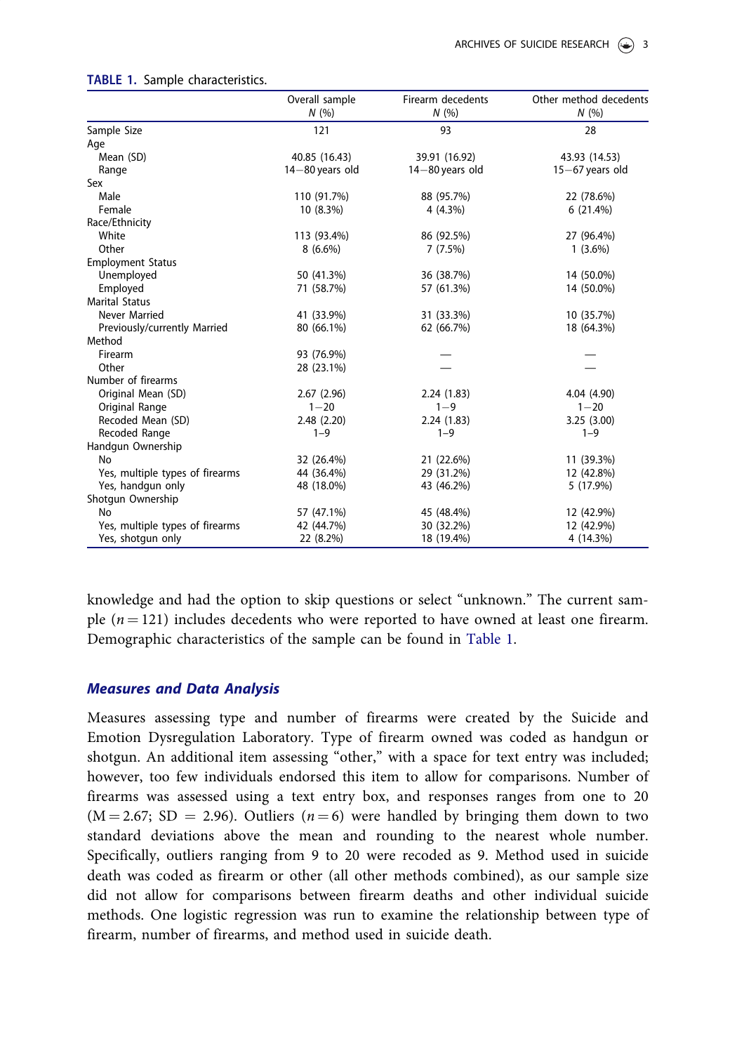**TABLE 1.** Sample characteristics.

| | Overall sample N (%) | Firearm decedents N (%) | Other method decedents N (%) |
|---|---|---|---|
| Sample Size | 121 | 93 | 28 |
| Age | | | |
| Mean (SD) | 40.85 (16.43) | 39.91 (16.92) | 43.93 (14.53) |
| Range | 14−80 years old | 14−80 years old | 15−67 years old |
| Sex | | | |
| Male | 110 (91.7%) | 88 (95.7%) | 22 (78.6%) |
| Female | 10 (8.3%) | 4 (4.3%) | 6 (21.4%) |
| Race/Ethnicity | | | |
| White | 113 (93.4%) | 86 (92.5%) | 27 (96.4%) |
| Other | 8 (6.6%) | 7 (7.5%) | 1 (3.6%) |
| Employment Status | | | |
| Unemployed | 50 (41.3%) | 36 (38.7%) | 14 (50.0%) |
| Employed | 71 (58.7%) | 57 (61.3%) | 14 (50.0%) |
| Marital Status | | | |
| Never Married | 41 (33.9%) | 31 (33.3%) | 10 (35.7%) |
| Previously/currently Married | 80 (66.1%) | 62 (66.7%) | 18 (64.3%) |
| Method | | | |
| Firearm | 93 (76.9%) | — | — |
| Other | 28 (23.1%) | — | — |
| Number of firearms | | | |
| Original Mean (SD) | 2.67 (2.96) | 2.24 (1.83) | 4.04 (4.90) |
| Original Range | 1−20 | 1−9 | 1−20 |
| Recoded Mean (SD) | 2.48 (2.20) | 2.24 (1.83) | 3.25 (3.00) |
| Recoded Range | 1−9 | 1−9 | 1−9 |
| Handgun Ownership | | | |
| No | 32 (26.4%) | 21 (22.6%) | 11 (39.3%) |
| Yes, multiple types of firearms | 44 (36.4%) | 29 (31.2%) | 12 (42.8%) |
| Yes, handgun only | 48 (18.0%) | 43 (46.2%) | 5 (17.9%) |
| Shotgun Ownership | | | |
| No | 57 (47.1%) | 45 (48.4%) | 12 (42.9%) |
| Yes, multiple types of firearms | 42 (44.7%) | 30 (32.2%) | 12 (42.9%) |
| Yes, shotgun only | 22 (8.2%) | 18 (19.4%) | 4 (14.3%) |

knowledge and had the option to skip questions or select "unknown." The current sample ($n = 121$) includes decedents who were reported to have owned at least one firearm. Demographic characteristics of the sample can be found in Table 1.

### *Measures and Data Analysis*

Measures assessing type and number of firearms were created by the Suicide and Emotion Dysregulation Laboratory. Type of firearm owned was coded as handgun or shotgun. An additional item assessing "other," with a space for text entry was included; however, too few individuals endorsed this item to allow for comparisons. Number of firearms was assessed using a text entry box, and responses ranges from one to 20 ($M = 2.67$; $SD = 2.96$). Outliers ($n = 6$) were handled by bringing them down to two standard deviations above the mean and rounding to the nearest whole number. Specifically, outliers ranging from 9 to 20 were recoded as 9. Method used in suicide death was coded as firearm or other (all other methods combined), as our sample size did not allow for comparisons between firearm deaths and other individual suicide methods. One logistic regression was run to examine the relationship between type of firearm, number of firearms, and method used in suicide death.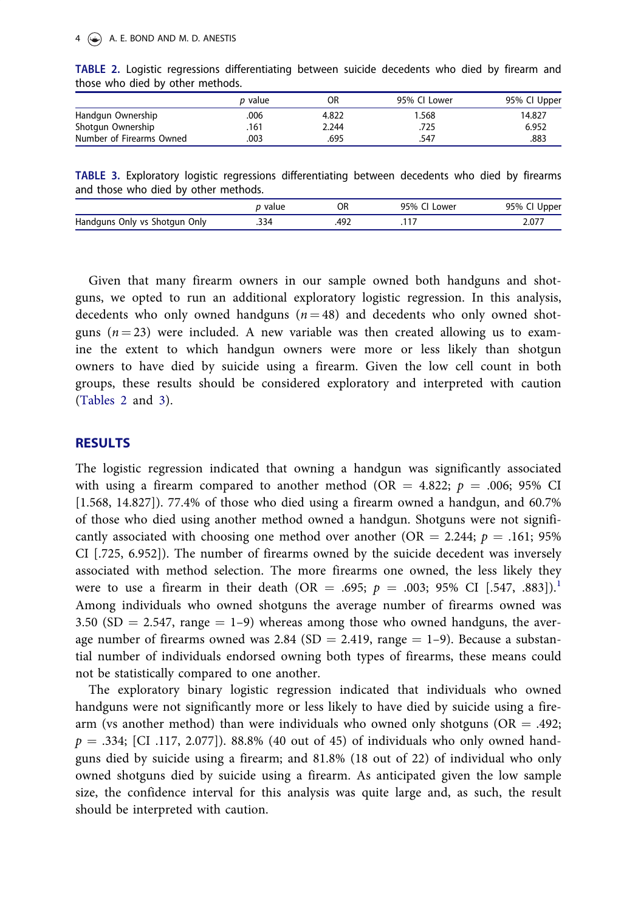**TABLE 2.** Logistic regressions differentiating between suicide decedents who died by firearm and those who died by other methods.

| | *p* value | OR | 95% CI Lower | 95% CI Upper |
|---|---|---|---|---|
| Handgun Ownership | .006 | 4.822 | 1.568 | 14.827 |
| Shotgun Ownership | .161 | 2.244 | .725 | 6.952 |
| Number of Firearms Owned | .003 | .695 | .547 | .883 |

**TABLE 3.** Exploratory logistic regressions differentiating between decedents who died by firearms and those who died by other methods.

| | *p* value | OR | 95% CI Lower | 95% CI Upper |
|---|---|---|---|---|
| Handguns Only vs Shotgun Only | .334 | .492 | .117 | 2.077 |

Given that many firearm owners in our sample owned both handguns and shotguns, we opted to run an additional exploratory logistic regression. In this analysis, decedents who only owned handguns ($n = 48$) and decedents who only owned shotguns ($n = 23$) were included. A new variable was then created allowing us to examine the extent to which handgun owners were more or less likely than shotgun owners to have died by suicide using a firearm. Given the low cell count in both groups, these results should be considered exploratory and interpreted with caution (Tables 2 and 3).

## RESULTS

The logistic regression indicated that owning a handgun was significantly associated with using a firearm compared to another method (OR = 4.822; $p$ = .006; 95% CI [1.568, 14.827]). 77.4% of those who died using a firearm owned a handgun, and 60.7% of those who died using another method owned a handgun. Shotguns were not significantly associated with choosing one method over another (OR = 2.244; $p$ = .161; 95% CI [.725, 6.952]). The number of firearms owned by the suicide decedent was inversely associated with method selection. The more firearms one owned, the less likely they were to use a firearm in their death (OR = .695; $p$ = .003; 95% CI [.547, .883]).[1] Among individuals who owned shotguns the average number of firearms owned was 3.50 (SD = 2.547, range = 1–9) whereas among those who owned handguns, the average number of firearms owned was 2.84 (SD = 2.419, range = 1–9). Because a substantial number of individuals endorsed owning both types of firearms, these means could not be statistically compared to one another.

The exploratory binary logistic regression indicated that individuals who owned handguns were not significantly more or less likely to have died by suicide using a firearm (vs another method) than were individuals who owned only shotguns (OR = .492; $p$ = .334; [CI .117, 2.077]). 88.8% (40 out of 45) of individuals who only owned handguns died by suicide using a firearm; and 81.8% (18 out of 22) of individual who only owned shotguns died by suicide using a firearm. As anticipated given the low sample size, the confidence interval for this analysis was quite large and, as such, the result should be interpreted with caution.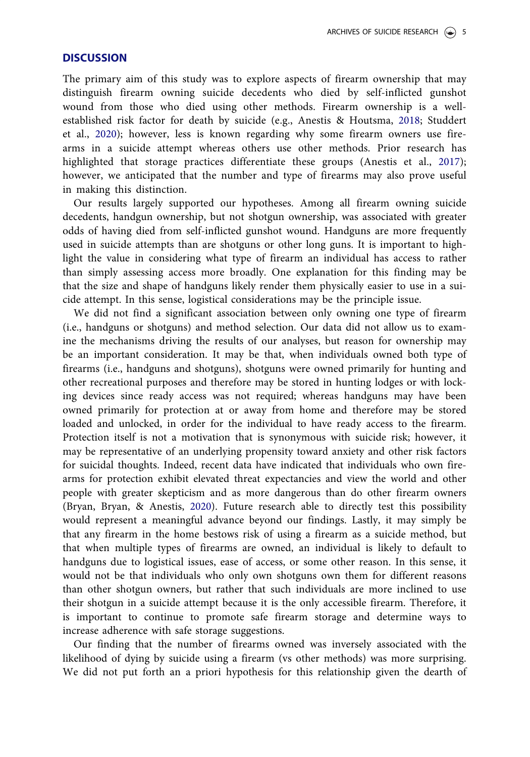## DISCUSSION

The primary aim of this study was to explore aspects of firearm ownership that may distinguish firearm owning suicide decedents who died by self-inflicted gunshot wound from those who died using other methods. Firearm ownership is a well-established risk factor for death by suicide (e.g., Anestis & Houtsma, 2018; Studdert et al., 2020); however, less is known regarding why some firearm owners use firearms in a suicide attempt whereas others use other methods. Prior research has highlighted that storage practices differentiate these groups (Anestis et al., 2017); however, we anticipated that the number and type of firearms may also prove useful in making this distinction.

Our results largely supported our hypotheses. Among all firearm owning suicide decedents, handgun ownership, but not shotgun ownership, was associated with greater odds of having died from self-inflicted gunshot wound. Handguns are more frequently used in suicide attempts than are shotguns or other long guns. It is important to highlight the value in considering what type of firearm an individual has access to rather than simply assessing access more broadly. One explanation for this finding may be that the size and shape of handguns likely render them physically easier to use in a suicide attempt. In this sense, logistical considerations may be the principle issue.

We did not find a significant association between only owning one type of firearm (i.e., handguns or shotguns) and method selection. Our data did not allow us to examine the mechanisms driving the results of our analyses, but reason for ownership may be an important consideration. It may be that, when individuals owned both type of firearms (i.e., handguns and shotguns), shotguns were owned primarily for hunting and other recreational purposes and therefore may be stored in hunting lodges or with locking devices since ready access was not required; whereas handguns may have been owned primarily for protection at or away from home and therefore may be stored loaded and unlocked, in order for the individual to have ready access to the firearm. Protection itself is not a motivation that is synonymous with suicide risk; however, it may be representative of an underlying propensity toward anxiety and other risk factors for suicidal thoughts. Indeed, recent data have indicated that individuals who own firearms for protection exhibit elevated threat expectancies and view the world and other people with greater skepticism and as more dangerous than do other firearm owners (Bryan, Bryan, & Anestis, 2020). Future research able to directly test this possibility would represent a meaningful advance beyond our findings. Lastly, it may simply be that any firearm in the home bestows risk of using a firearm as a suicide method, but that when multiple types of firearms are owned, an individual is likely to default to handguns due to logistical issues, ease of access, or some other reason. In this sense, it would not be that individuals who only own shotguns own them for different reasons than other shotgun owners, but rather that such individuals are more inclined to use their shotgun in a suicide attempt because it is the only accessible firearm. Therefore, it is important to continue to promote safe firearm storage and determine ways to increase adherence with safe storage suggestions.

Our finding that the number of firearms owned was inversely associated with the likelihood of dying by suicide using a firearm (vs other methods) was more surprising. We did not put forth an a priori hypothesis for this relationship given the dearth of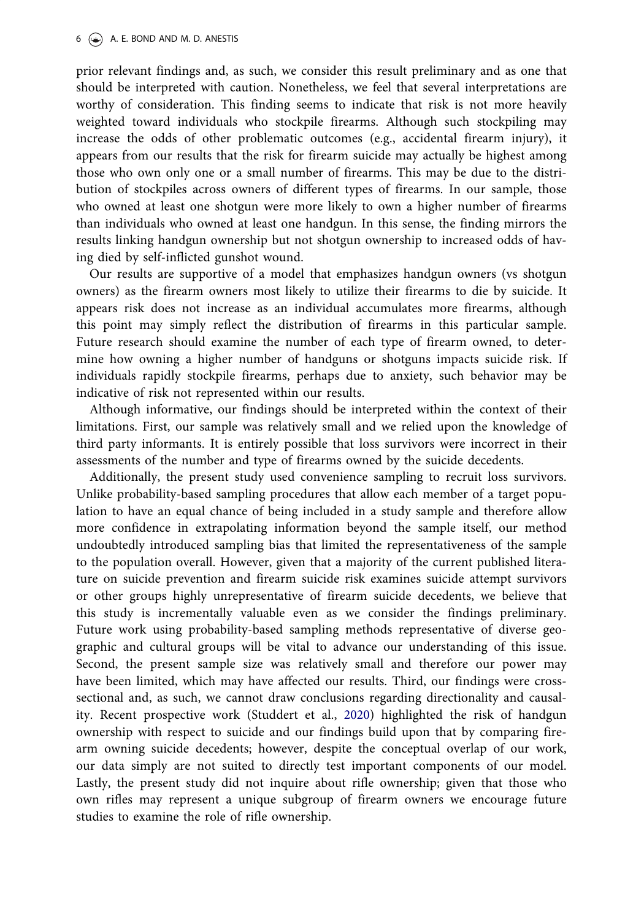prior relevant findings and, as such, we consider this result preliminary and as one that should be interpreted with caution. Nonetheless, we feel that several interpretations are worthy of consideration. This finding seems to indicate that risk is not more heavily weighted toward individuals who stockpile firearms. Although such stockpiling may increase the odds of other problematic outcomes (e.g., accidental firearm injury), it appears from our results that the risk for firearm suicide may actually be highest among those who own only one or a small number of firearms. This may be due to the distribution of stockpiles across owners of different types of firearms. In our sample, those who owned at least one shotgun were more likely to own a higher number of firearms than individuals who owned at least one handgun. In this sense, the finding mirrors the results linking handgun ownership but not shotgun ownership to increased odds of having died by self-inflicted gunshot wound.

Our results are supportive of a model that emphasizes handgun owners (vs shotgun owners) as the firearm owners most likely to utilize their firearms to die by suicide. It appears risk does not increase as an individual accumulates more firearms, although this point may simply reflect the distribution of firearms in this particular sample. Future research should examine the number of each type of firearm owned, to determine how owning a higher number of handguns or shotguns impacts suicide risk. If individuals rapidly stockpile firearms, perhaps due to anxiety, such behavior may be indicative of risk not represented within our results.

Although informative, our findings should be interpreted within the context of their limitations. First, our sample was relatively small and we relied upon the knowledge of third party informants. It is entirely possible that loss survivors were incorrect in their assessments of the number and type of firearms owned by the suicide decedents.

Additionally, the present study used convenience sampling to recruit loss survivors. Unlike probability-based sampling procedures that allow each member of a target population to have an equal chance of being included in a study sample and therefore allow more confidence in extrapolating information beyond the sample itself, our method undoubtedly introduced sampling bias that limited the representativeness of the sample to the population overall. However, given that a majority of the current published literature on suicide prevention and firearm suicide risk examines suicide attempt survivors or other groups highly unrepresentative of firearm suicide decedents, we believe that this study is incrementally valuable even as we consider the findings preliminary. Future work using probability-based sampling methods representative of diverse geographic and cultural groups will be vital to advance our understanding of this issue. Second, the present sample size was relatively small and therefore our power may have been limited, which may have affected our results. Third, our findings were cross-sectional and, as such, we cannot draw conclusions regarding directionality and causality. Recent prospective work (Studdert et al., 2020) highlighted the risk of handgun ownership with respect to suicide and our findings build upon that by comparing firearm owning suicide decedents; however, despite the conceptual overlap of our work, our data simply are not suited to directly test important components of our model. Lastly, the present study did not inquire about rifle ownership; given that those who own rifles may represent a unique subgroup of firearm owners we encourage future studies to examine the role of rifle ownership.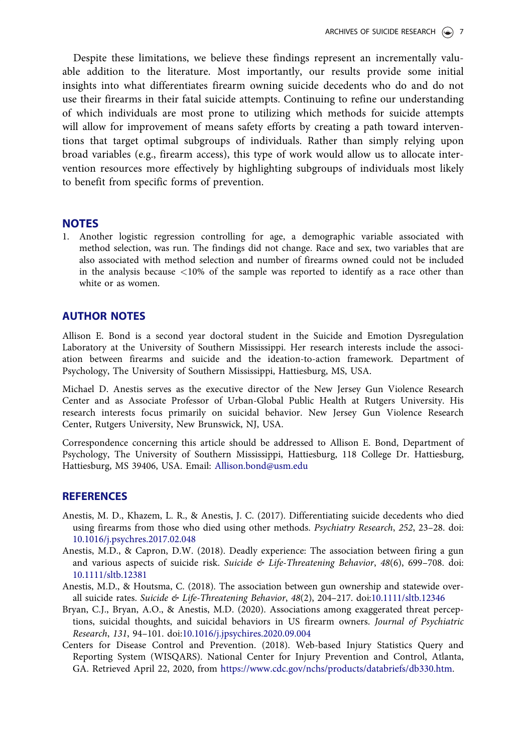Despite these limitations, we believe these findings represent an incrementally valuable addition to the literature. Most importantly, our results provide some initial insights into what differentiates firearm owning suicide decedents who do and do not use their firearms in their fatal suicide attempts. Continuing to refine our understanding of which individuals are most prone to utilizing which methods for suicide attempts will allow for improvement of means safety efforts by creating a path toward interventions that target optimal subgroups of individuals. Rather than simply relying upon broad variables (e.g., firearm access), this type of work would allow us to allocate intervention resources more effectively by highlighting subgroups of individuals most likely to benefit from specific forms of prevention.

## NOTES

1. Another logistic regression controlling for age, a demographic variable associated with method selection, was run. The findings did not change. Race and sex, two variables that are also associated with method selection and number of firearms owned could not be included in the analysis because <10% of the sample was reported to identify as a race other than white or as women.

## AUTHOR NOTES

Allison E. Bond is a second year doctoral student in the Suicide and Emotion Dysregulation Laboratory at the University of Southern Mississippi. Her research interests include the association between firearms and suicide and the ideation-to-action framework. Department of Psychology, The University of Southern Mississippi, Hattiesburg, MS, USA.

Michael D. Anestis serves as the executive director of the New Jersey Gun Violence Research Center and as Associate Professor of Urban-Global Public Health at Rutgers University. His research interests focus primarily on suicidal behavior. New Jersey Gun Violence Research Center, Rutgers University, New Brunswick, NJ, USA.

Correspondence concerning this article should be addressed to Allison E. Bond, Department of Psychology, The University of Southern Mississippi, Hattiesburg, 118 College Dr. Hattiesburg, Hattiesburg, MS 39406, USA. Email: Allison.bond@usm.edu

## REFERENCES

Anestis, M. D., Khazem, L. R., & Anestis, J. C. (2017). Differentiating suicide decedents who died using firearms from those who died using other methods. *Psychiatry Research*, *252*, 23–28. doi: 10.1016/j.psychres.2017.02.048

Anestis, M.D., & Capron, D.W. (2018). Deadly experience: The association between firing a gun and various aspects of suicide risk. *Suicide & Life-Threatening Behavior*, *48*(6), 699–708. doi: 10.1111/sltb.12381

Anestis, M.D., & Houtsma, C. (2018). The association between gun ownership and statewide overall suicide rates. *Suicide & Life-Threatening Behavior*, *48*(2), 204–217. doi:10.1111/sltb.12346

Bryan, C.J., Bryan, A.O., & Anestis, M.D. (2020). Associations among exaggerated threat perceptions, suicidal thoughts, and suicidal behaviors in US firearm owners. *Journal of Psychiatric Research*, *131*, 94–101. doi:10.1016/j.jpsychires.2020.09.004

Centers for Disease Control and Prevention. (2018). Web-based Injury Statistics Query and Reporting System (WISQARS). National Center for Injury Prevention and Control, Atlanta, GA. Retrieved April 22, 2020, from https://www.cdc.gov/nchs/products/databriefs/db330.htm.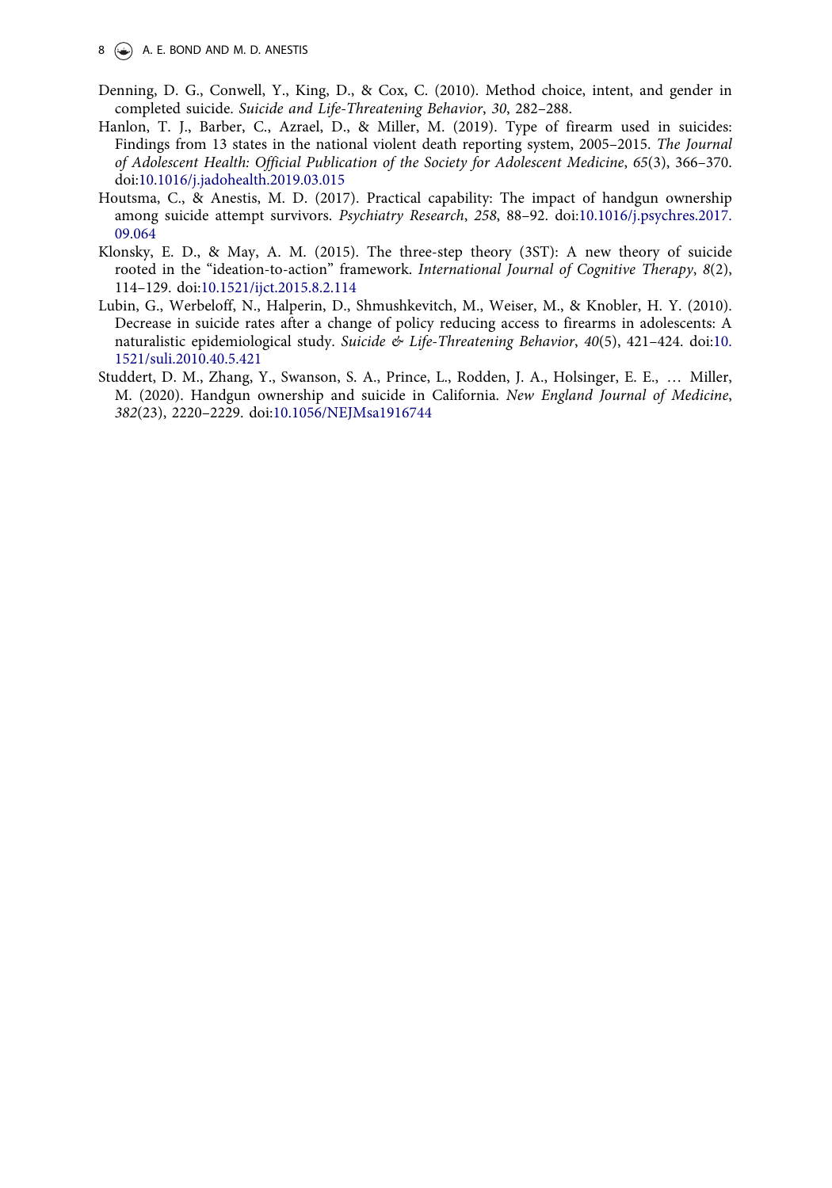Denning, D. G., Conwell, Y., King, D., & Cox, C. (2010). Method choice, intent, and gender in completed suicide. *Suicide and Life-Threatening Behavior*, *30*, 282–288.

Hanlon, T. J., Barber, C., Azrael, D., & Miller, M. (2019). Type of firearm used in suicides: Findings from 13 states in the national violent death reporting system, 2005–2015. *The Journal of Adolescent Health: Official Publication of the Society for Adolescent Medicine*, *65*(3), 366–370. doi:10.1016/j.jadohealth.2019.03.015

Houtsma, C., & Anestis, M. D. (2017). Practical capability: The impact of handgun ownership among suicide attempt survivors. *Psychiatry Research*, *258*, 88–92. doi:10.1016/j.psychres.2017.09.064

Klonsky, E. D., & May, A. M. (2015). The three-step theory (3ST): A new theory of suicide rooted in the "ideation-to-action" framework. *International Journal of Cognitive Therapy*, *8*(2), 114–129. doi:10.1521/ijct.2015.8.2.114

Lubin, G., Werbeloff, N., Halperin, D., Shmushkevitch, M., Weiser, M., & Knobler, H. Y. (2010). Decrease in suicide rates after a change of policy reducing access to firearms in adolescents: A naturalistic epidemiological study. *Suicide & Life-Threatening Behavior*, *40*(5), 421–424. doi:10.1521/suli.2010.40.5.421

Studdert, D. M., Zhang, Y., Swanson, S. A., Prince, L., Rodden, J. A., Holsinger, E. E., … Miller, M. (2020). Handgun ownership and suicide in California. *New England Journal of Medicine*, *382*(23), 2220–2229. doi:10.1056/NEJMsa1916744